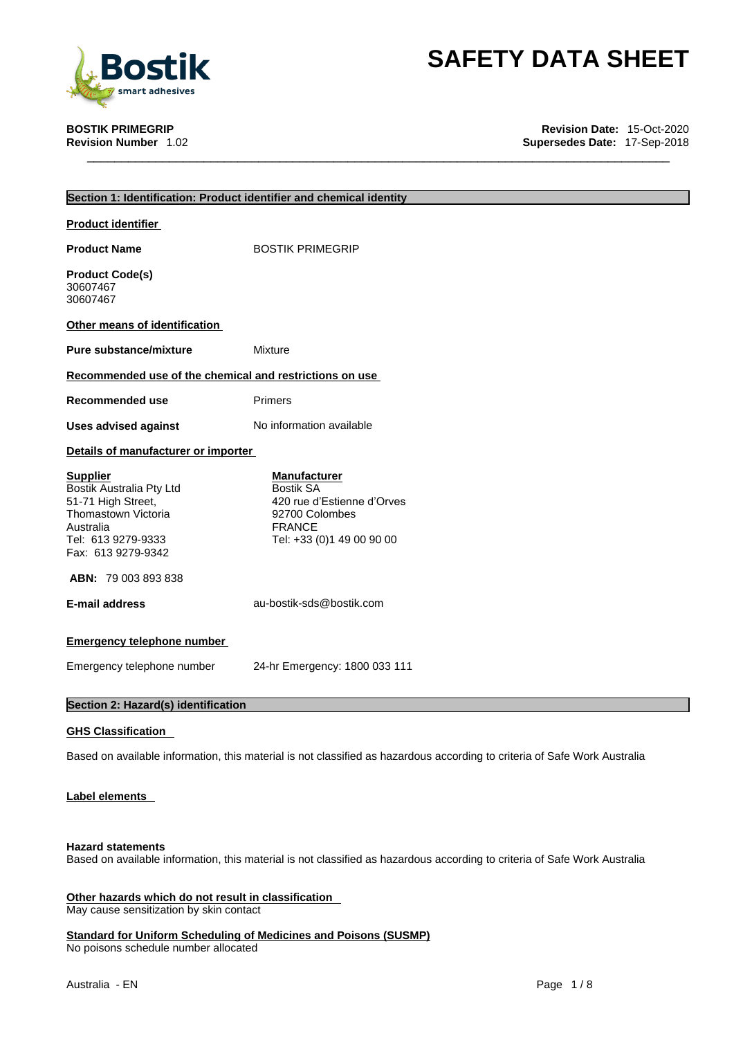# SAFETY DATA SHEET

**BOSTIK PRIMEGRIP**
**Revision Number** 1.02

**Revision Date:** 15-Oct-2020
**Supersedes Date:** 17-Sep-2018

## Section 1: Identification: Product identifier and chemical identity

### Product identifier

**Product Name** BOSTIK PRIMEGRIP

**Product Code(s)**
30607467
30607467

### Other means of identification

**Pure substance/mixture** Mixture

### Recommended use of the chemical and restrictions on use

**Recommended use** Primers

**Uses advised against** No information available

### Details of manufacturer or importer

**Supplier**
Bostik Australia Pty Ltd
51-71 High Street,
Thomastown Victoria
Australia
Tel: 613 9279-9333
Fax: 613 9279-9342

**Manufacturer**
Bostik SA
420 rue d'Estienne d'Orves
92700 Colombes
FRANCE
Tel: +33 (0)1 49 00 90 00

**ABN:** 79 003 893 838

**E-mail address** au-bostik-sds@bostik.com

### Emergency telephone number

Emergency telephone number 24-hr Emergency: 1800 033 111

## Section 2: Hazard(s) identification

### GHS Classification

Based on available information, this material is not classified as hazardous according to criteria of Safe Work Australia

### Label elements

**Hazard statements**
Based on available information, this material is not classified as hazardous according to criteria of Safe Work Australia

### Other hazards which do not result in classification

May cause sensitization by skin contact

### Standard for Uniform Scheduling of Medicines and Poisons (SUSMP)

No poisons schedule number allocated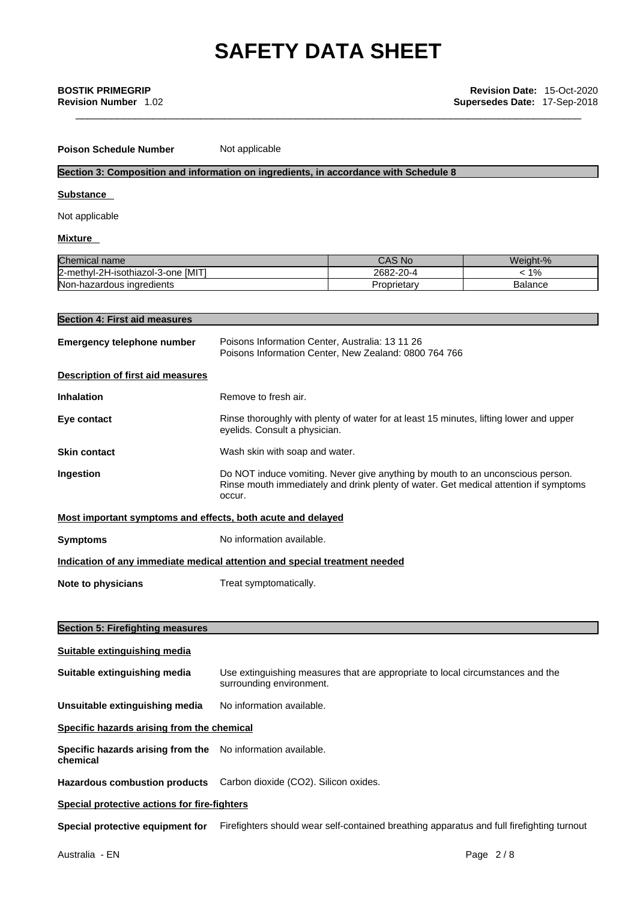**Poison Schedule Number** Not applicable

## Section 3: Composition and information on ingredients, in accordance with Schedule 8

**Substance**

Not applicable

**Mixture**

| Chemical name | CAS No | Weight-% |
|---|---|---|
| 2-methyl-2H-isothiazol-3-one [MIT] | 2682-20-4 | < 1% |
| Non-hazardous ingredients | Proprietary | Balance |

## Section 4: First aid measures

**Emergency telephone number** Poisons Information Center, Australia: 13 11 26
Poisons Information Center, New Zealand: 0800 764 766

**Description of first aid measures**

**Inhalation** Remove to fresh air.

**Eye contact** Rinse thoroughly with plenty of water for at least 15 minutes, lifting lower and upper eyelids. Consult a physician.

**Skin contact** Wash skin with soap and water.

**Ingestion** Do NOT induce vomiting. Never give anything by mouth to an unconscious person. Rinse mouth immediately and drink plenty of water. Get medical attention if symptoms occur.

**Most important symptoms and effects, both acute and delayed**

**Symptoms** No information available.

**Indication of any immediate medical attention and special treatment needed**

**Note to physicians** Treat symptomatically.

## Section 5: Firefighting measures

**Suitable extinguishing media**

**Suitable extinguishing media** Use extinguishing measures that are appropriate to local circumstances and the surrounding environment.

**Unsuitable extinguishing media** No information available.

**Specific hazards arising from the chemical**

**Specific hazards arising from the chemical** No information available.

**Hazardous combustion products** Carbon dioxide ($CO_2$). Silicon oxides.

**Special protective actions for fire-fighters**

**Special protective equipment for** Firefighters should wear self-contained breathing apparatus and full firefighting turnout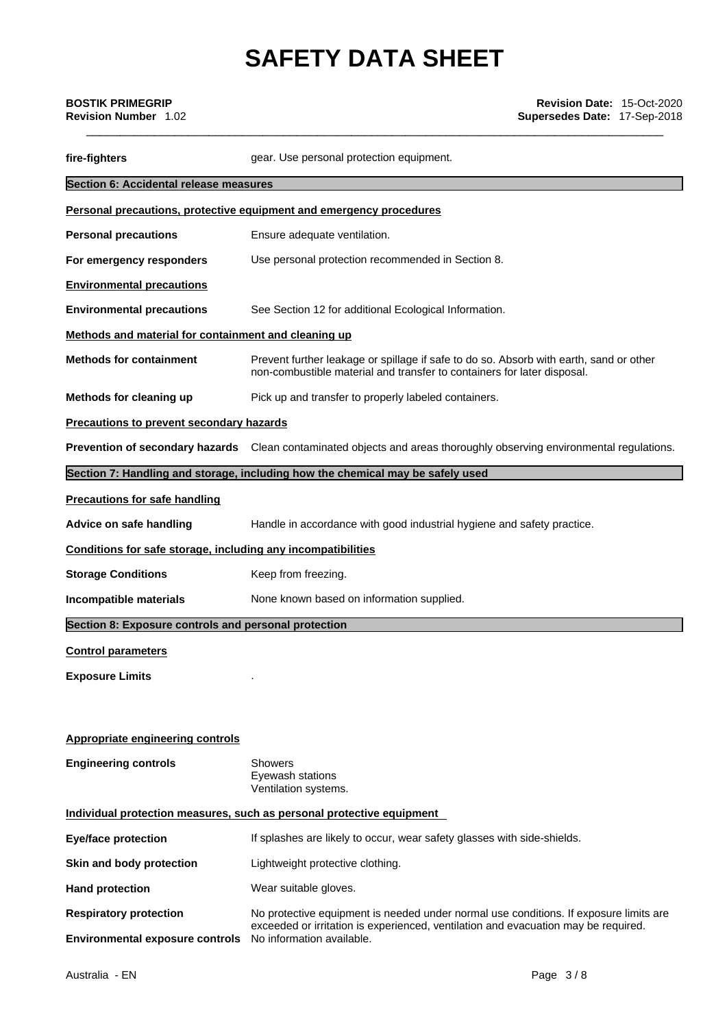| | |
|---|---|
| **fire-fighters** | gear. Use personal protection equipment. |

## Section 6: Accidental release measures

**Personal precautions, protective equipment and emergency procedures**

| | |
|---|---|
| **Personal precautions** | Ensure adequate ventilation. |
| **For emergency responders** | Use personal protection recommended in Section 8. |

**Environmental precautions**

| | |
|---|---|
| **Environmental precautions** | See Section 12 for additional Ecological Information. |

**Methods and material for containment and cleaning up**

| | |
|---|---|
| **Methods for containment** | Prevent further leakage or spillage if safe to do so. Absorb with earth, sand or other non-combustible material and transfer to containers for later disposal. |
| **Methods for cleaning up** | Pick up and transfer to properly labeled containers. |

**Precautions to prevent secondary hazards**

| | |
|---|---|
| **Prevention of secondary hazards** | Clean contaminated objects and areas thoroughly observing environmental regulations. |

## Section 7: Handling and storage, including how the chemical may be safely used

**Precautions for safe handling**

| | |
|---|---|
| **Advice on safe handling** | Handle in accordance with good industrial hygiene and safety practice. |

**Conditions for safe storage, including any incompatibilities**

| | |
|---|---|
| **Storage Conditions** | Keep from freezing. |
| **Incompatible materials** | None known based on information supplied. |

## Section 8: Exposure controls and personal protection

**Control parameters**

| | |
|---|---|
| **Exposure Limits** | . |

**Appropriate engineering controls**

| | |
|---|---|
| **Engineering controls** | Showers<br>Eyewash stations<br>Ventilation systems. |

**Individual protection measures, such as personal protective equipment**

| | |
|---|---|
| **Eye/face protection** | If splashes are likely to occur, wear safety glasses with side-shields. |
| **Skin and body protection** | Lightweight protective clothing. |
| **Hand protection** | Wear suitable gloves. |
| **Respiratory protection** | No protective equipment is needed under normal use conditions. If exposure limits are exceeded or irritation is experienced, ventilation and evacuation may be required. |
| **Environmental exposure controls** | No information available. |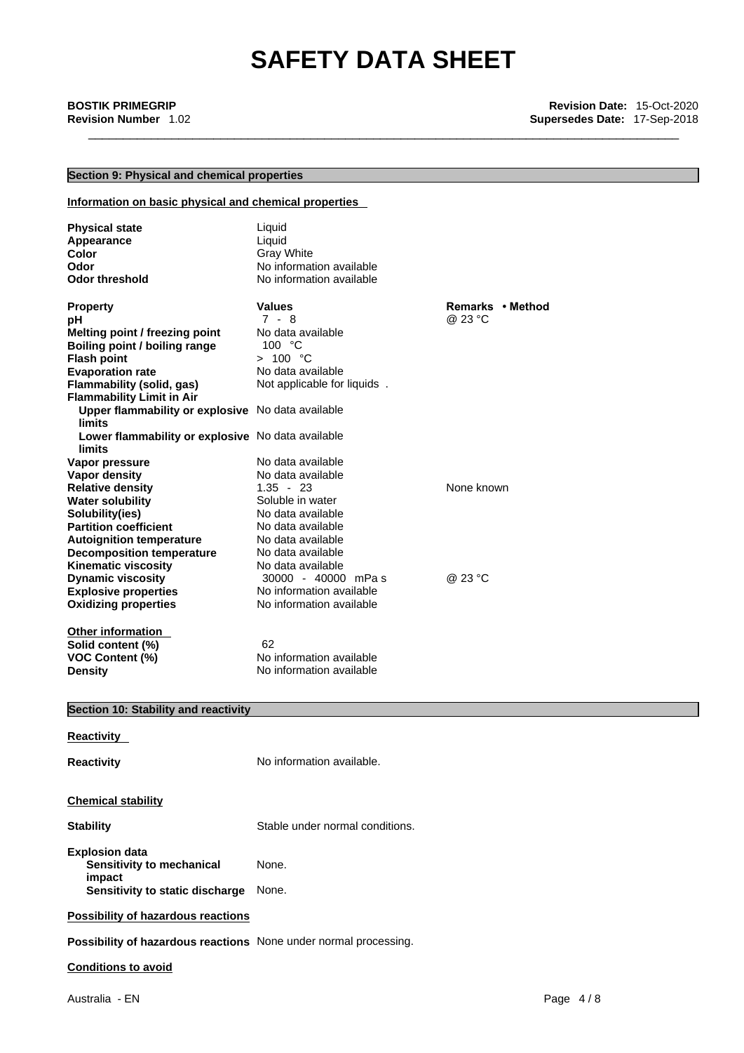# SAFETY DATA SHEET

**BOSTIK PRIMEGRIP** **Revision Date:** 15-Oct-2020
**Revision Number** 1.02 **Supersedes Date:** 17-Sep-2018

## Section 9: Physical and chemical properties

### Information on basic physical and chemical properties

| | |
|---|---|
| **Physical state** | Liquid |
| **Appearance** | Liquid |
| **Color** | Gray White |
| **Odor** | No information available |
| **Odor threshold** | No information available |

| **Property** | **Values** | **Remarks • Method** |
|---|---|---|
| **pH** | 7 - 8 | @ 23 °C |
| **Melting point / freezing point** | No data available | |
| **Boiling point / boiling range** | 100 °C | |
| **Flash point** | > 100 °C | |
| **Evaporation rate** | No data available | |
| **Flammability (solid, gas)** | Not applicable for liquids . | |
| **Flammability Limit in Air** | | |
| **Upper flammability or explosive limits** | No data available | |
| **Lower flammability or explosive limits** | No data available | |
| **Vapor pressure** | No data available | |
| **Vapor density** | No data available | |
| **Relative density** | 1.35 - 23 | None known |
| **Water solubility** | Soluble in water | |
| **Solubility(ies)** | No data available | |
| **Partition coefficient** | No data available | |
| **Autoignition temperature** | No data available | |
| **Decomposition temperature** | No data available | |
| **Kinematic viscosity** | No data available | |
| **Dynamic viscosity** | 30000 - 40000 mPa s | @ 23 °C |
| **Explosive properties** | No information available | |
| **Oxidizing properties** | No information available | |

### Other information

| | |
|---|---|
| **Solid content (%)** | 62 |
| **VOC Content (%)** | No information available |
| **Density** | No information available |

## Section 10: Stability and reactivity

### Reactivity

**Reactivity** No information available.

### Chemical stability

**Stability** Stable under normal conditions.

**Explosion data**
- **Sensitivity to mechanical impact** None.
- **Sensitivity to static discharge** None.

### Possibility of hazardous reactions

**Possibility of hazardous reactions** None under normal processing.

### Conditions to avoid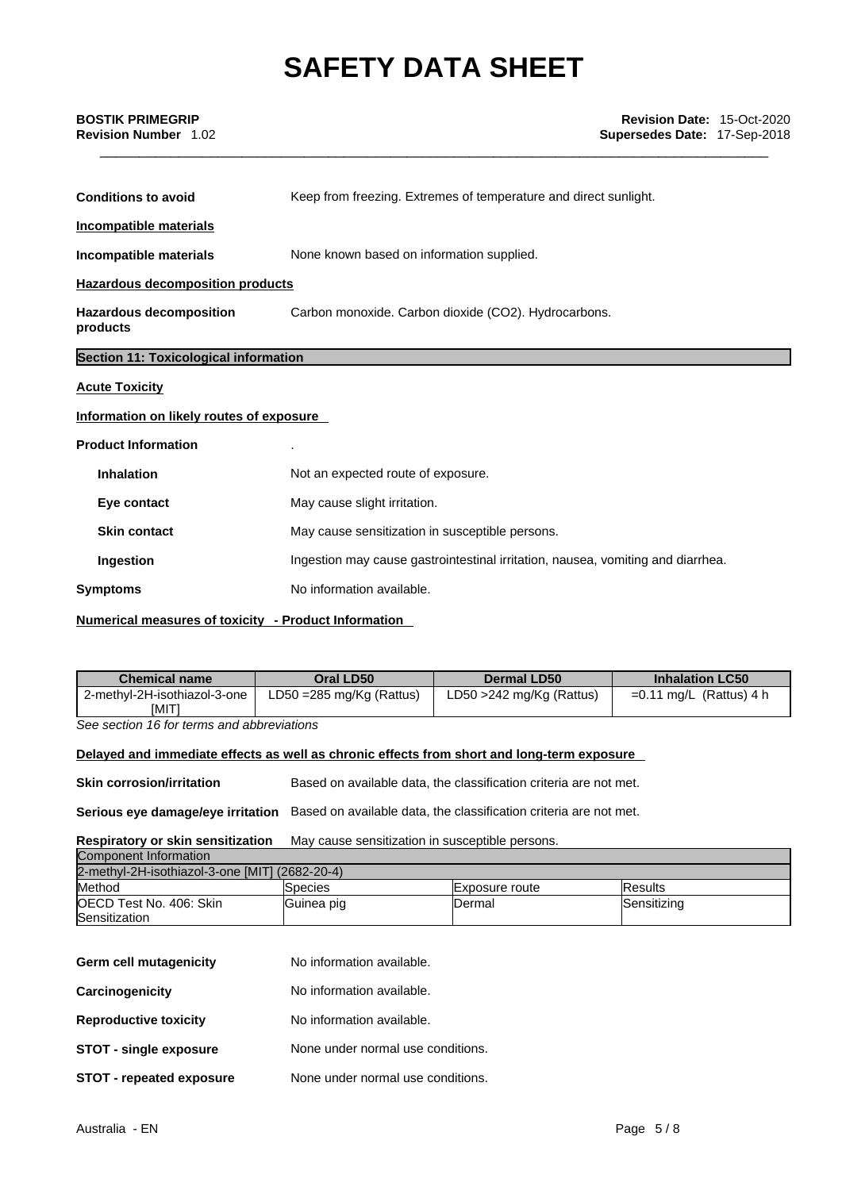**Conditions to avoid** Keep from freezing. Extremes of temperature and direct sunlight.

**Incompatible materials**

**Incompatible materials** None known based on information supplied.

**Hazardous decomposition products**

**Hazardous decomposition products** Carbon monoxide. Carbon dioxide ($CO_2$). Hydrocarbons.

## Section 11: Toxicological information

**Acute Toxicity**

**Information on likely routes of exposure**

**Product Information** .

**Inhalation** Not an expected route of exposure.

**Eye contact** May cause slight irritation.

**Skin contact** May cause sensitization in susceptible persons.

**Ingestion** Ingestion may cause gastrointestinal irritation, nausea, vomiting and diarrhea.

**Symptoms** No information available.

**Numerical measures of toxicity - Product Information**

| Chemical name | Oral LD50 | Dermal LD50 | Inhalation LC50 |
|---|---|---|---|
| 2-methyl-2H-isothiazol-3-one [MIT] | LD50 =285 mg/Kg (Rattus) | LD50 >242 mg/Kg (Rattus) | =0.11 mg/L (Rattus) 4 h |

*See section 16 for terms and abbreviations*

**Delayed and immediate effects as well as chronic effects from short and long-term exposure**

**Skin corrosion/irritation** Based on available data, the classification criteria are not met.

**Serious eye damage/eye irritation** Based on available data, the classification criteria are not met.

**Respiratory or skin sensitization** May cause sensitization in susceptible persons.

| Component Information | | | |
|---|---|---|---|
| 2-methyl-2H-isothiazol-3-one [MIT] (2682-20-4) | | | |
| Method | Species | Exposure route | Results |
| OECD Test No. 406: Skin Sensitization | Guinea pig | Dermal | Sensitizing |

**Germ cell mutagenicity** No information available.

**Carcinogenicity** No information available.

**Reproductive toxicity** No information available.

**STOT - single exposure** None under normal use conditions.

**STOT - repeated exposure** None under normal use conditions.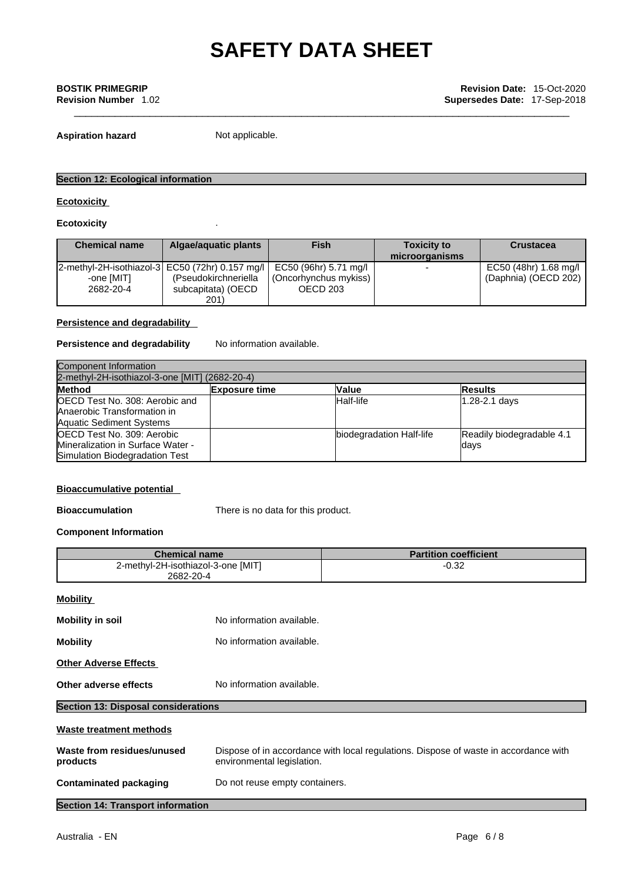**Aspiration hazard** Not applicable.

## Section 12: Ecological information

**Ecotoxicity**

**Ecotoxicity** .

| Chemical name | Algae/aquatic plants | Fish | Toxicity to microorganisms | Crustacea |
|---|---|---|---|---|
| 2-methyl-2H-isothiazol-3-one [MIT] 2682-20-4 | EC50 (72hr) 0.157 mg/l (Pseudokirchneriella subcapitata) (OECD 201) | EC50 (96hr) 5.71 mg/l (Oncorhynchus mykiss) OECD 203 | - | EC50 (48hr) 1.68 mg/l (Daphnia) (OECD 202) |

**Persistence and degradability**

**Persistence and degradability** No information available.

| Component Information | | | |
|---|---|---|---|
| 2-methyl-2H-isothiazol-3-one [MIT] (2682-20-4) | | | |
| **Method** | **Exposure time** | **Value** | **Results** |
| OECD Test No. 308: Aerobic and Anaerobic Transformation in Aquatic Sediment Systems | | Half-life | 1.28-2.1 days |
| OECD Test No. 309: Aerobic Mineralization in Surface Water - Simulation Biodegradation Test | | biodegradation Half-life | Readily biodegradable 4.1 days |

**Bioaccumulative potential**

**Bioaccumulation** There is no data for this product.

**Component Information**

| Chemical name | Partition coefficient |
|---|---|
| 2-methyl-2H-isothiazol-3-one [MIT] 2682-20-4 | -0.32 |

**Mobility**

**Mobility in soil** No information available.

**Mobility** No information available.

**Other Adverse Effects**

**Other adverse effects** No information available.

## Section 13: Disposal considerations

**Waste treatment methods**

**Waste from residues/unused products** Dispose of in accordance with local regulations. Dispose of waste in accordance with environmental legislation.

**Contaminated packaging** Do not reuse empty containers.

## Section 14: Transport information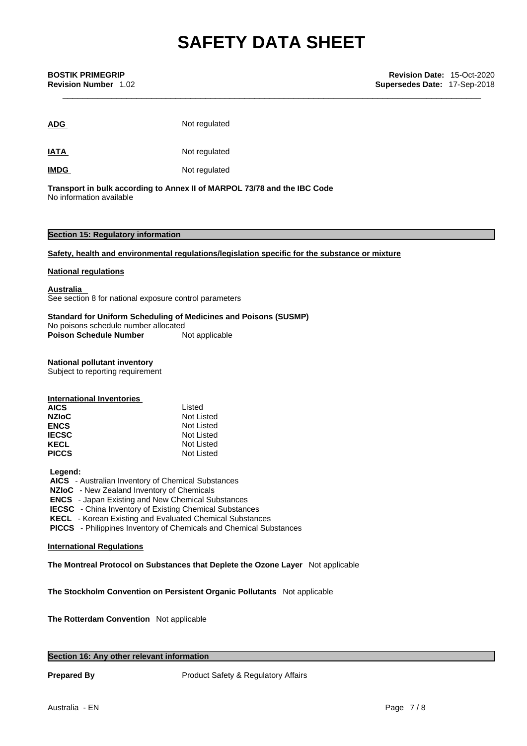**ADG** Not regulated

**IATA** Not regulated

**IMDG** Not regulated

**Transport in bulk according to Annex II of MARPOL 73/78 and the IBC Code**
No information available

## Section 15: Regulatory information

**Safety, health and environmental regulations/legislation specific for the substance or mixture**

**National regulations**

**Australia**
See section 8 for national exposure control parameters

**Standard for Uniform Scheduling of Medicines and Poisons (SUSMP)**
No poisons schedule number allocated
**Poison Schedule Number** Not applicable

**National pollutant inventory**
Subject to reporting requirement

**International Inventories**

| | |
|---|---|
| **AICS** | Listed |
| **NZIoC** | Not Listed |
| **ENCS** | Not Listed |
| **IECSC** | Not Listed |
| **KECL** | Not Listed |
| **PICCS** | Not Listed |

**Legend:**
**AICS** - Australian Inventory of Chemical Substances
**NZIoC** - New Zealand Inventory of Chemicals
**ENCS** - Japan Existing and New Chemical Substances
**IECSC** - China Inventory of Existing Chemical Substances
**KECL** - Korean Existing and Evaluated Chemical Substances
**PICCS** - Philippines Inventory of Chemicals and Chemical Substances

**International Regulations**

**The Montreal Protocol on Substances that Deplete the Ozone Layer** Not applicable

**The Stockholm Convention on Persistent Organic Pollutants** Not applicable

**The Rotterdam Convention** Not applicable

## Section 16: Any other relevant information

**Prepared By** Product Safety & Regulatory Affairs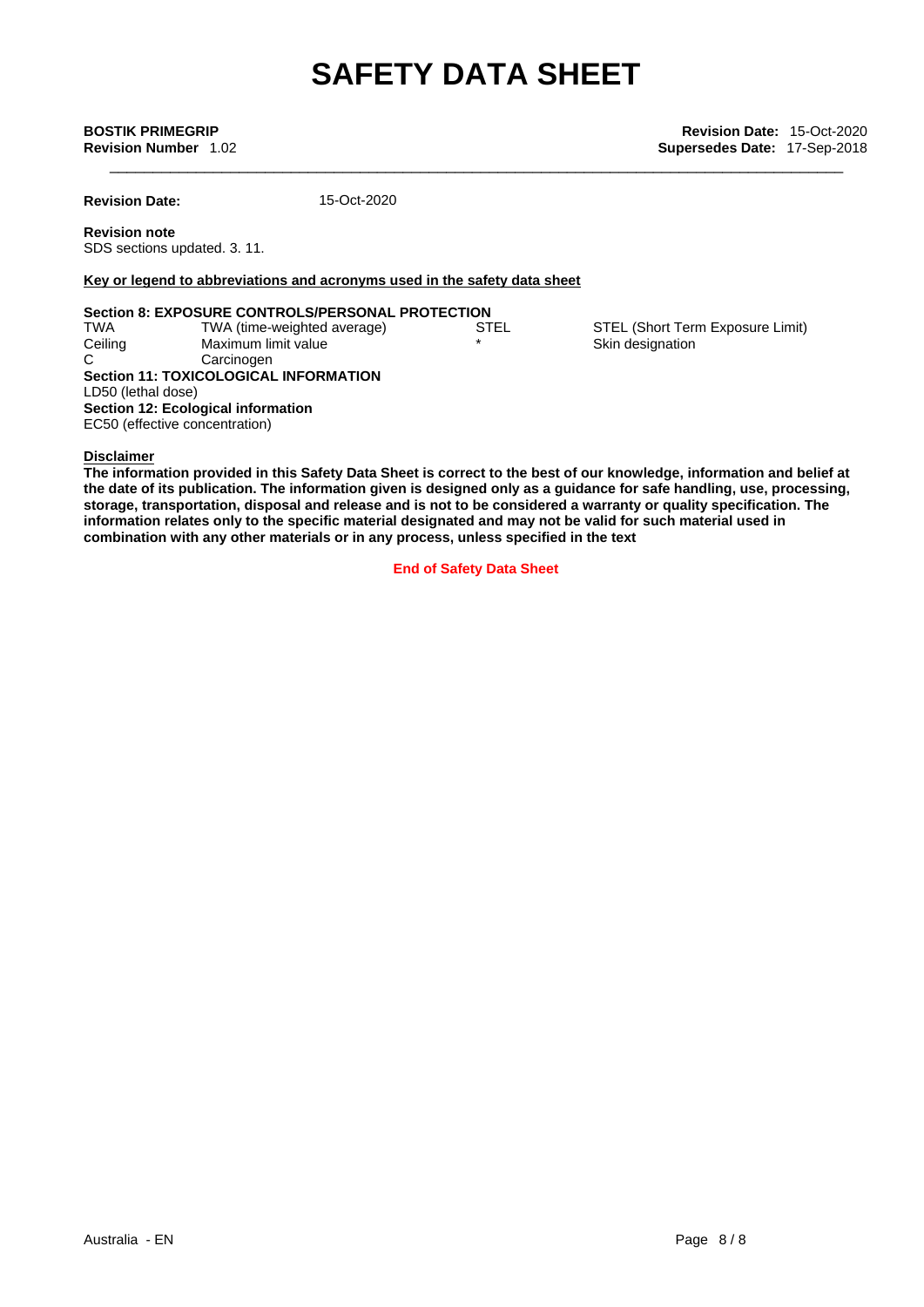**Revision Date:** 15-Oct-2020

**Revision note**
SDS sections updated. 3. 11.

**Key or legend to abbreviations and acronyms used in the safety data sheet**

**Section 8: EXPOSURE CONTROLS/PERSONAL PROTECTION**

| | | | |
|---|---|---|---|
| TWA | TWA (time-weighted average) | STEL | STEL (Short Term Exposure Limit) |
| Ceiling | Maximum limit value | * | Skin designation |
| C | Carcinogen | | |

**Section 11: TOXICOLOGICAL INFORMATION**
LD50 (lethal dose)

**Section 12: Ecological information**
EC50 (effective concentration)

**Disclaimer**

**The information provided in this Safety Data Sheet is correct to the best of our knowledge, information and belief at the date of its publication. The information given is designed only as a guidance for safe handling, use, processing, storage, transportation, disposal and release and is not to be considered a warranty or quality specification. The information relates only to the specific material designated and may not be valid for such material used in combination with any other materials or in any process, unless specified in the text**

**End of Safety Data Sheet**